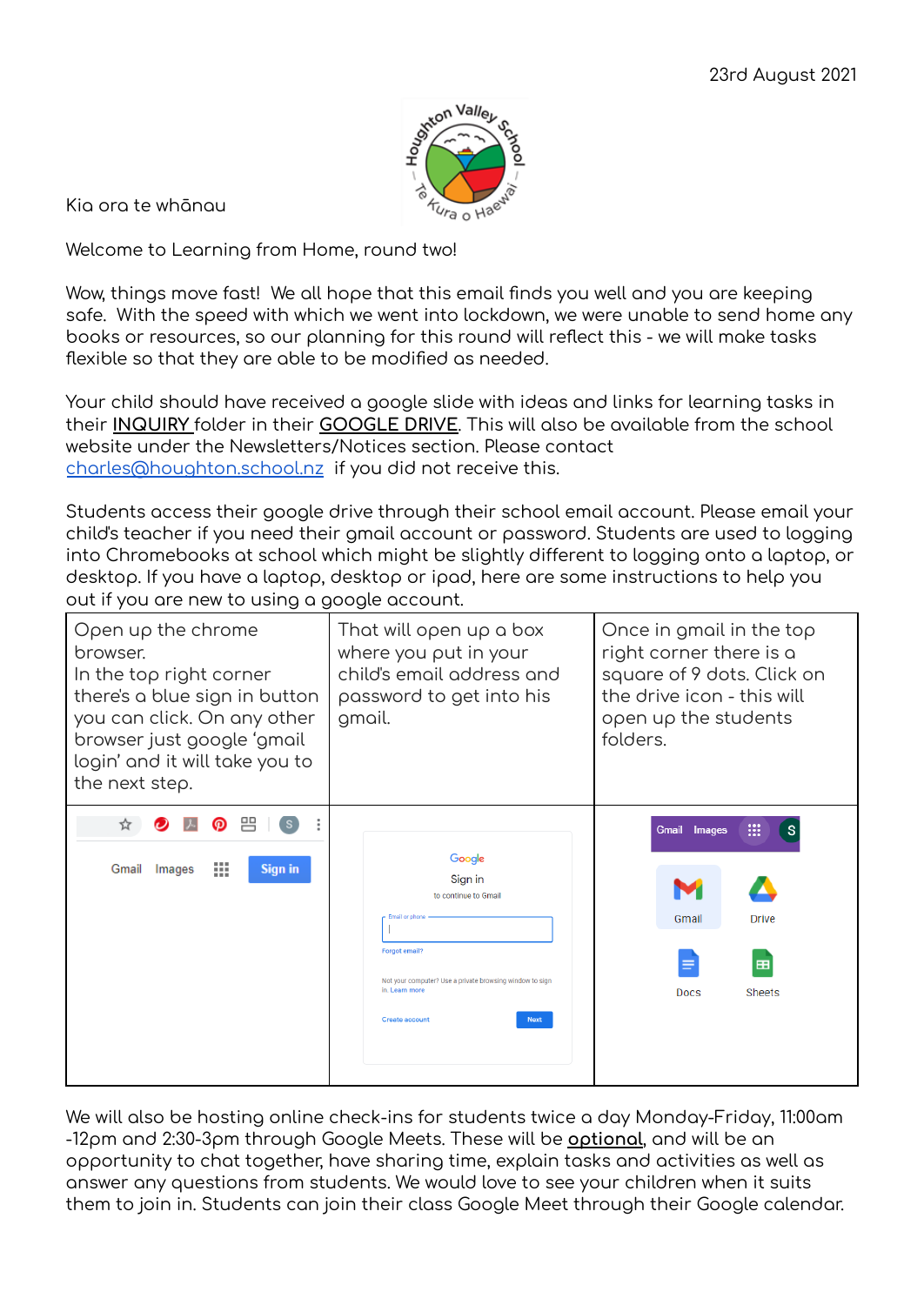23rd August 2021

Kia ora te whānau

Welcome to Learning from Home, round two!

Wow, things move fast! We all hope that this email finds you well and you are keeping safe. With the speed with which we went into lockdown, we were unable to send home any books or resources, so our planning for this round will reflect this - we will make tasks flexible so that they are able to be modified as needed.

Your child should have received a google slide with ideas and links for learning tasks in their **INQUIRY** folder in their **GOOGLE DRIVE**. This will also be available from the school website under the Newsletters/Notices section. Please contact charles@houghton.school.nz if you did not receive this.

Students access their google drive through their school email account. Please email your child's teacher if you need their gmail account or password. Students are used to logging into Chromebooks at school which might be slightly different to logging onto a laptop, or desktop. If you have a laptop, desktop or ipad, here are some instructions to help you out if you are new to using a google account.

| Open up the chrome browser. In the top right corner there's a blue sign in button you can click. On any other browser just google 'gmail login' and it will take you to the next step. | That will open up a box where you put in your child's email address and password to get into his gmail. | Once in gmail in the top right corner there is a square of 9 dots. Click on the drive icon - this will open up the students folders. |
|---|---|---|
| Gmail Images Sign in | Google Sign in to continue to Gmail Email or phone Forgot email? Not your computer? Use a private browsing window to sign in. Learn more Create account Next | Gmail Images S Gmail Drive Docs Sheets |

We will also be hosting online check-ins for students twice a day Monday-Friday, 11:00am -12pm and 2:30-3pm through Google Meets. These will be **optional**, and will be an opportunity to chat together, have sharing time, explain tasks and activities as well as answer any questions from students. We would love to see your children when it suits them to join in. Students can join their class Google Meet through their Google calendar.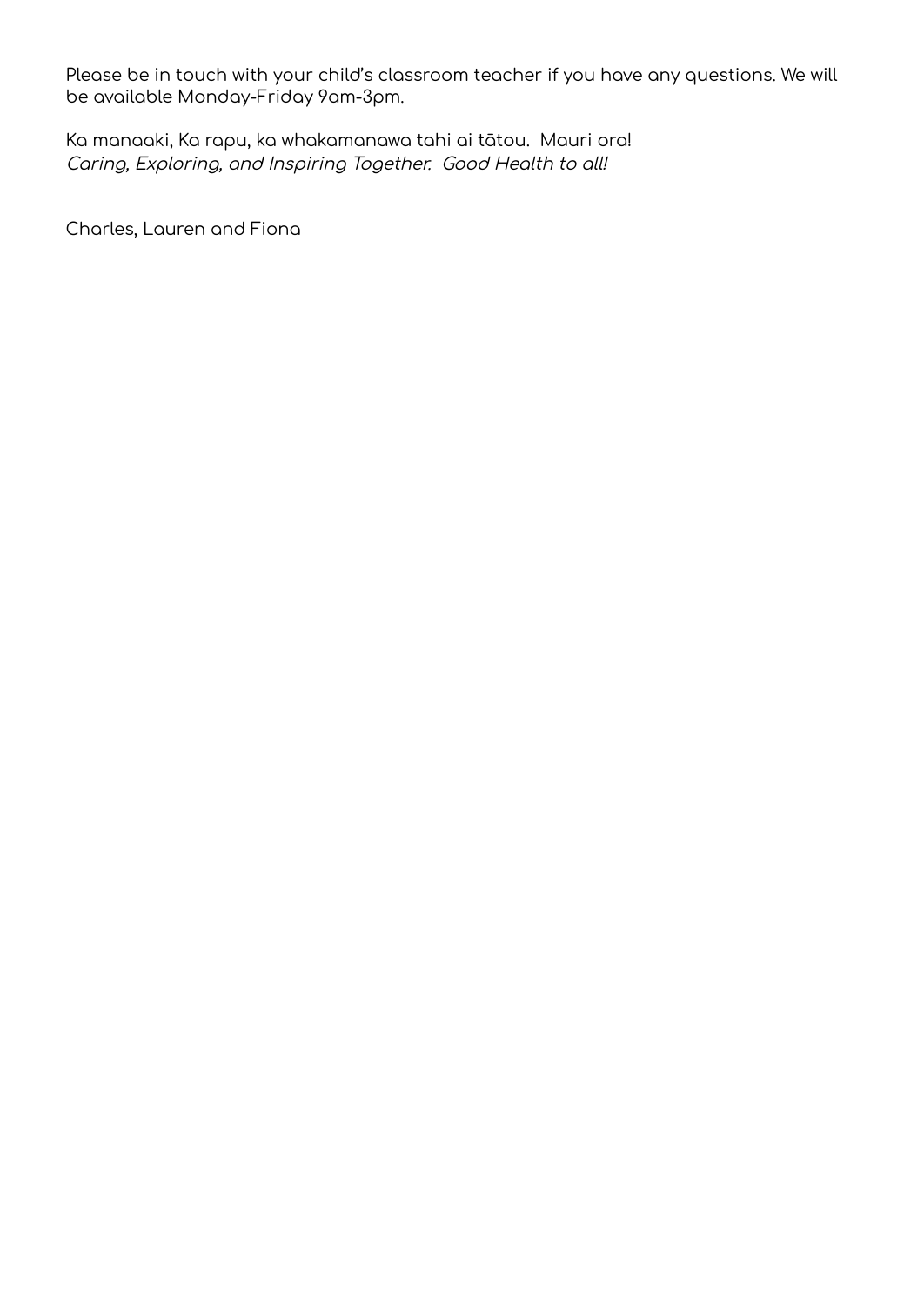Please be in touch with your child's classroom teacher if you have any questions. We will be available Monday-Friday 9am-3pm.

Ka manaaki, Ka rapu, ka whakamanawa tahi ai tātou.  Mauri ora!
*Caring, Exploring, and Inspiring Together.  Good Health to all!*

Charles, Lauren and Fiona